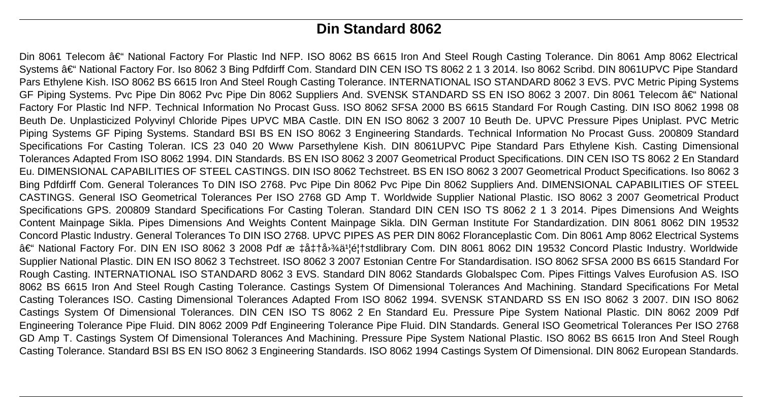# Din Standard 8062

Din 8061 Telecom â€“ National Factory For Plastic Ind NFP. ISO 8062 BS 6615 Iron And Steel Rough Casting Tolerance. Din 8061 Amp 8062 Electrical Systems â€“ National Factory For. Iso 8062 3 Bing Pdfdirff Com. Standard DIN CEN ISO TS 8062 2 1 3 2014. Iso 8062 Scribd. DIN 8061UPVC Pipe Standard Pars Ethylene Kish. ISO 8062 BS 6615 Iron And Steel Rough Casting Tolerance. INTERNATIONAL ISO STANDARD 8062 3 EVS. PVC Metric Piping Systems GF Piping Systems. Pvc Pipe Din 8062 Pvc Pipe Din 8062 Suppliers And. SVENSK STANDARD SS EN ISO 8062 3 2007. Din 8061 Telecom â€“ National Factory For Plastic Ind NFP. Technical Information No Procast Guss. ISO 8062 SFSA 2000 BS 6615 Standard For Rough Casting. DIN ISO 8062 1998 08 Beuth De. Unplasticized Polyvinyl Chloride Pipes UPVC MBA Castle. DIN EN ISO 8062 3 2007 10 Beuth De. UPVC Pressure Pipes Uniplast. PVC Metric Piping Systems GF Piping Systems. Standard BSI BS EN ISO 8062 3 Engineering Standards. Technical Information No Procast Guss. 200809 Standard Specifications For Casting Toleran. ICS 23 040 20 Www Parsethylene Kish. DIN 8061UPVC Pipe Standard Pars Ethylene Kish. Casting Dimensional Tolerances Adapted From ISO 8062 1994. DIN Standards. BS EN ISO 8062 3 2007 Geometrical Product Specifications. DIN CEN ISO TS 8062 2 En Standard Eu. DIMENSIONAL CAPABILITIES OF STEEL CASTINGS. DIN ISO 8062 Techstreet. BS EN ISO 8062 3 2007 Geometrical Product Specifications. Iso 8062 3 Bing Pdfdirff Com. General Tolerances To DIN ISO 2768. Pvc Pipe Din 8062 Pvc Pipe Din 8062 Suppliers And. DIMENSIONAL CAPABILITIES OF STEEL CASTINGS. General ISO Geometrical Tolerances Per ISO 2768 GD Amp T. Worldwide Supplier National Plastic. ISO 8062 3 2007 Geometrical Product Specifications GPS. 200809 Standard Specifications For Casting Toleran. Standard DIN CEN ISO TS 8062 2 1 3 2014. Pipes Dimensions And Weights Content Mainpage Sikla. Pipes Dimensions And Weights Content Mainpage Sikla. DIN German Institute For Standardization. DIN 8061 8062 DIN 19532 Concord Plastic Industry. General Tolerances To DIN ISO 2768. UPVC PIPES AS PER DIN 8062 Floranceplastic Com. Din 8061 Amp 8062 Electrical Systems â€“ National Factory For. DIN EN ISO 8062 3 2008 Pdf æ ‡å‡†å›¾ä¹¦é¦†stdlibrary Com. DIN 8061 8062 DIN 19532 Concord Plastic Industry. Worldwide Supplier National Plastic. DIN EN ISO 8062 3 Techstreet. ISO 8062 3 2007 Estonian Centre For Standardisation. ISO 8062 SFSA 2000 BS 6615 Standard For Rough Casting. INTERNATIONAL ISO STANDARD 8062 3 EVS. Standard DIN 8062 Standards Globalspec Com. Pipes Fittings Valves Eurofusion AS. ISO 8062 BS 6615 Iron And Steel Rough Casting Tolerance. Castings System Of Dimensional Tolerances And Machining. Standard Specifications For Metal Casting Tolerances ISO. Casting Dimensional Tolerances Adapted From ISO 8062 1994. SVENSK STANDARD SS EN ISO 8062 3 2007. DIN ISO 8062 Castings System Of Dimensional Tolerances. DIN CEN ISO TS 8062 2 En Standard Eu. Pressure Pipe System National Plastic. DIN 8062 2009 Pdf Engineering Tolerance Pipe Fluid. DIN 8062 2009 Pdf Engineering Tolerance Pipe Fluid. DIN Standards. General ISO Geometrical Tolerances Per ISO 2768 GD Amp T. Castings System Of Dimensional Tolerances And Machining. Pressure Pipe System National Plastic. ISO 8062 BS 6615 Iron And Steel Rough Casting Tolerance. Standard BSI BS EN ISO 8062 3 Engineering Standards. ISO 8062 1994 Castings System Of Dimensional. DIN 8062 European Standards.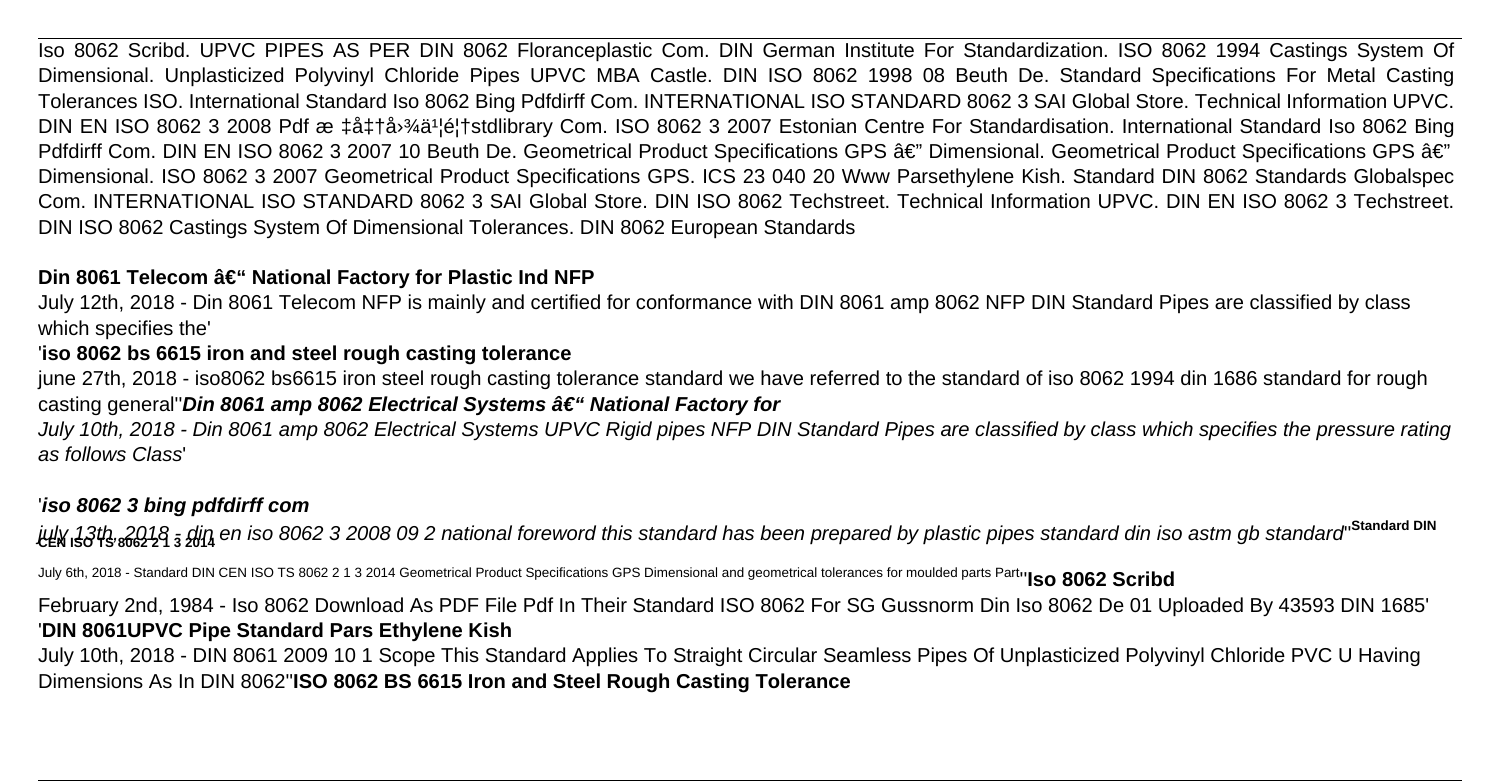Iso 8062 Scribd. UPVC PIPES AS PER DIN 8062 Floranceplastic Com. DIN German Institute For Standardization. ISO 8062 1994 Castings System Of Dimensional. Unplasticized Polyvinyl Chloride Pipes UPVC MBA Castle. DIN ISO 8062 1998 08 Beuth De. Standard Specifications For Metal Casting Tolerances ISO. International Standard Iso 8062 Bing Pdfdirff Com. INTERNATIONAL ISO STANDARD 8062 3 SAI Global Store. Technical Information UPVC. DIN EN ISO 8062 3 2008 Pdf æ ‡å‡†å›¾ä¹¦é¦†stdlibrary Com. ISO 8062 3 2007 Estonian Centre For Standardisation. International Standard Iso 8062 Bing Pdfdirff Com. DIN EN ISO 8062 3 2007 10 Beuth De. Geometrical Product Specifications GPS â€" Dimensional. Geometrical Product Specifications GPS â€" Dimensional. ISO 8062 3 2007 Geometrical Product Specifications GPS. ICS 23 040 20 Www Parsethylene Kish. Standard DIN 8062 Standards Globalspec Com. INTERNATIONAL ISO STANDARD 8062 3 SAI Global Store. DIN ISO 8062 Techstreet. Technical Information UPVC. DIN EN ISO 8062 3 Techstreet. DIN ISO 8062 Castings System Of Dimensional Tolerances. DIN 8062 European Standards

## Din 8061 Telecom â€" National Factory for Plastic Ind NFP

July 12th, 2018 - Din 8061 Telecom NFP is mainly and certified for conformance with DIN 8061 amp 8062 NFP DIN Standard Pipes are classified by class which specifies the'

'**iso 8062 bs 6615 iron and steel rough casting tolerance**

june 27th, 2018 - iso8062 bs6615 iron steel rough casting tolerance standard we have referred to the standard of iso 8062 1994 din 1686 standard for rough casting general''***Din 8061 amp 8062 Electrical Systems â€" National Factory for***

*July 10th, 2018 - Din 8061 amp 8062 Electrical Systems UPVC Rigid pipes NFP DIN Standard Pipes are classified by class which specifies the pressure rating as follows Class*'

'***iso 8062 3 bing pdfdirff com***

*july 13th, 2018 - din en iso 8062 3 2008 09 2 national foreword this standard has been prepared by plastic pipes standard din iso astm gb standard*''**Standard DIN CEN ISO TS 8062 2 1 3 2014**

July 6th, 2018 - Standard DIN CEN ISO TS 8062 2 1 3 2014 Geometrical Product Specifications GPS Dimensional and geometrical tolerances for moulded parts Part''**Iso 8062 Scribd**

February 2nd, 1984 - Iso 8062 Download As PDF File Pdf In Their Standard ISO 8062 For SG Gussnorm Din Iso 8062 De 01 Uploaded By 43593 DIN 1685'

'**DIN 8061UPVC Pipe Standard Pars Ethylene Kish**

July 10th, 2018 - DIN 8061 2009 10 1 Scope This Standard Applies To Straight Circular Seamless Pipes Of Unplasticized Polyvinyl Chloride PVC U Having Dimensions As In DIN 8062''**ISO 8062 BS 6615 Iron and Steel Rough Casting Tolerance**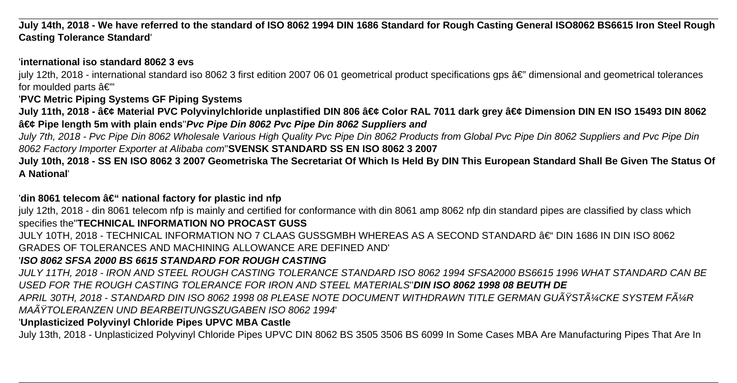**July 14th, 2018 - We have referred to the standard of ISO 8062 1994 DIN 1686 Standard for Rough Casting General ISO8062 BS6615 Iron Steel Rough Casting Tolerance Standard**'

'**international iso standard 8062 3 evs**

july 12th, 2018 - international standard iso 8062 3 first edition 2007 06 01 geometrical product specifications gps â€" dimensional and geometrical tolerances for moulded parts â€"'

'**PVC Metric Piping Systems GF Piping Systems**

**July 11th, 2018 - â€¢ Material PVC Polyvinylchloride unplastified DIN 806 â€¢ Color RAL 7011 dark grey â€¢ Dimension DIN EN ISO 15493 DIN 8062 â€¢ Pipe length 5m with plain ends**''***Pvc Pipe Din 8062 Pvc Pipe Din 8062 Suppliers and***

*July 7th, 2018 - Pvc Pipe Din 8062 Wholesale Various High Quality Pvc Pipe Din 8062 Products from Global Pvc Pipe Din 8062 Suppliers and Pvc Pipe Din 8062 Factory Importer Exporter at Alibaba com*''**SVENSK STANDARD SS EN ISO 8062 3 2007**

**July 10th, 2018 - SS EN ISO 8062 3 2007 Geometriska The Secretariat Of Which Is Held By DIN This European Standard Shall Be Given The Status Of A National**'

'**din 8061 telecom â€" national factory for plastic ind nfp**

july 12th, 2018 - din 8061 telecom nfp is mainly and certified for conformance with din 8061 amp 8062 nfp din standard pipes are classified by class which specifies the''**TECHNICAL INFORMATION NO PROCAST GUSS**

JULY 10TH, 2018 - TECHNICAL INFORMATION NO 7 CLAAS GUSSGMBH WHEREAS AS A SECOND STANDARD â€" DIN 1686 IN DIN ISO 8062 GRADES OF TOLERANCES AND MACHINING ALLOWANCE ARE DEFINED AND'

'***ISO 8062 SFSA 2000 BS 6615 STANDARD FOR ROUGH CASTING***

*JULY 11TH, 2018 - IRON AND STEEL ROUGH CASTING TOLERANCE STANDARD ISO 8062 1994 SFSA2000 BS6615 1996 WHAT STANDARD CAN BE USED FOR THE ROUGH CASTING TOLERANCE FOR IRON AND STEEL MATERIALS*''***DIN ISO 8062 1998 08 BEUTH DE***

*APRIL 30TH, 2018 - STANDARD DIN ISO 8062 1998 08 PLEASE NOTE DOCUMENT WITHDRAWN TITLE GERMAN GUÃŸSTÃ¼CKE SYSTEM FÃ¼R MAÃŸTOLERANZEN UND BEARBEITUNGSZUGABEN ISO 8062 1994*'

'**Unplasticized Polyvinyl Chloride Pipes UPVC MBA Castle**

July 13th, 2018 - Unplasticized Polyvinyl Chloride Pipes UPVC DIN 8062 BS 3505 3506 BS 6099 In Some Cases MBA Are Manufacturing Pipes That Are In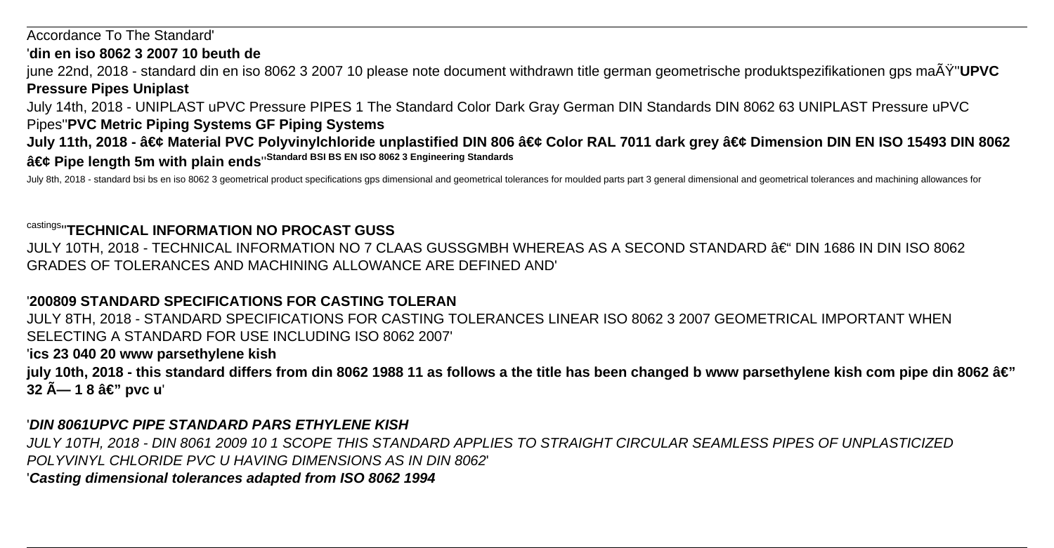Accordance To The Standard'

'**din en iso 8062 3 2007 10 beuth de**

june 22nd, 2018 - standard din en iso 8062 3 2007 10 please note document withdrawn title german geometrische produktspezifikationen gps maÃŸ''**UPVC Pressure Pipes Uniplast**

July 14th, 2018 - UNIPLAST uPVC Pressure PIPES 1 The Standard Color Dark Gray German DIN Standards DIN 8062 63 UNIPLAST Pressure uPVC Pipes''**PVC Metric Piping Systems GF Piping Systems**

**July 11th, 2018 - â€¢ Material PVC Polyvinylchloride unplastified DIN 806 â€¢ Color RAL 7011 dark grey â€¢ Dimension DIN EN ISO 15493 DIN 8062 â€¢ Pipe length 5m with plain ends**''**Standard BSI BS EN ISO 8062 3 Engineering Standards**

July 8th, 2018 - standard bsi bs en iso 8062 3 geometrical product specifications gps dimensional and geometrical tolerances for moulded parts part 3 general dimensional and geometrical tolerances and machining allowances for castings''**TECHNICAL INFORMATION NO PROCAST GUSS**

JULY 10TH, 2018 - TECHNICAL INFORMATION NO 7 CLAAS GUSSGMBH WHEREAS AS A SECOND STANDARD â€“ DIN 1686 IN DIN ISO 8062 GRADES OF TOLERANCES AND MACHINING ALLOWANCE ARE DEFINED AND'

'**200809 STANDARD SPECIFICATIONS FOR CASTING TOLERAN**

JULY 8TH, 2018 - STANDARD SPECIFICATIONS FOR CASTING TOLERANCES LINEAR ISO 8062 3 2007 GEOMETRICAL IMPORTANT WHEN SELECTING A STANDARD FOR USE INCLUDING ISO 8062 2007'

'**ics 23 040 20 www parsethylene kish**

**july 10th, 2018 - this standard differs from din 8062 1988 11 as follows a the title has been changed b www parsethylene kish com pipe din 8062 â€" 32 Ã— 1 8 â€" pvc u**'

'***DIN 8061UPVC PIPE STANDARD PARS ETHYLENE KISH***

*JULY 10TH, 2018 - DIN 8061 2009 10 1 SCOPE THIS STANDARD APPLIES TO STRAIGHT CIRCULAR SEAMLESS PIPES OF UNPLASTICIZED POLYVINYL CHLORIDE PVC U HAVING DIMENSIONS AS IN DIN 8062*'

'***Casting dimensional tolerances adapted from ISO 8062 1994***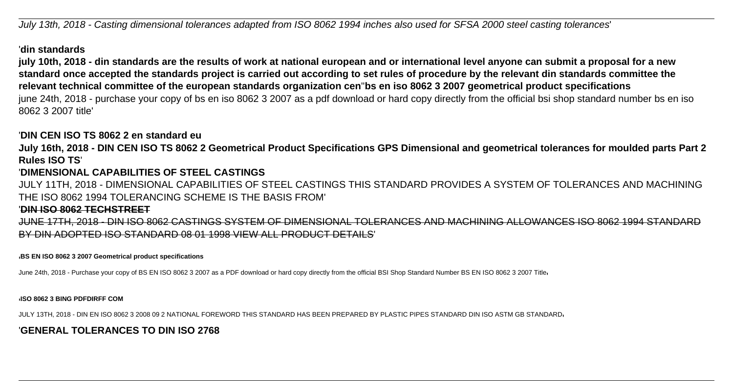July 13th, 2018 - Casting dimensional tolerances adapted from ISO 8062 1994 inches also used for SFSA 2000 steel casting tolerances'

'**din standards**

**july 10th, 2018 - din standards are the results of work at national european and or international level anyone can submit a proposal for a new standard once accepted the standards project is carried out according to set rules of procedure by the relevant din standards committee the relevant technical committee of the european standards organization cen**''**bs en iso 8062 3 2007 geometrical product specifications**

june 24th, 2018 - purchase your copy of bs en iso 8062 3 2007 as a pdf download or hard copy directly from the official bsi shop standard number bs en iso 8062 3 2007 title'

'**DIN CEN ISO TS 8062 2 en standard eu**

**July 16th, 2018 - DIN CEN ISO TS 8062 2 Geometrical Product Specifications GPS Dimensional and geometrical tolerances for moulded parts Part 2 Rules ISO TS**'

'**DIMENSIONAL CAPABILITIES OF STEEL CASTINGS**

JULY 11TH, 2018 - DIMENSIONAL CAPABILITIES OF STEEL CASTINGS THIS STANDARD PROVIDES A SYSTEM OF TOLERANCES AND MACHINING THE ISO 8062 1994 TOLERANCING SCHEME IS THE BASIS FROM'

'**DIN ISO 8062 TECHSTREET**

JUNE 17TH, 2018 - DIN ISO 8062 CASTINGS SYSTEM OF DIMENSIONAL TOLERANCES AND MACHINING ALLOWANCES ISO 8062 1994 STANDARD BY DIN ADOPTED ISO STANDARD 08 01 1998 VIEW ALL PRODUCT DETAILS'

'**BS EN ISO 8062 3 2007 Geometrical product specifications**

June 24th, 2018 - Purchase your copy of BS EN ISO 8062 3 2007 as a PDF download or hard copy directly from the official BSI Shop Standard Number BS EN ISO 8062 3 2007 Title'

'**ISO 8062 3 BING PDFDIRFF COM**

JULY 13TH, 2018 - DIN EN ISO 8062 3 2008 09 2 NATIONAL FOREWORD THIS STANDARD HAS BEEN PREPARED BY PLASTIC PIPES STANDARD DIN ISO ASTM GB STANDARD'

'**GENERAL TOLERANCES TO DIN ISO 2768**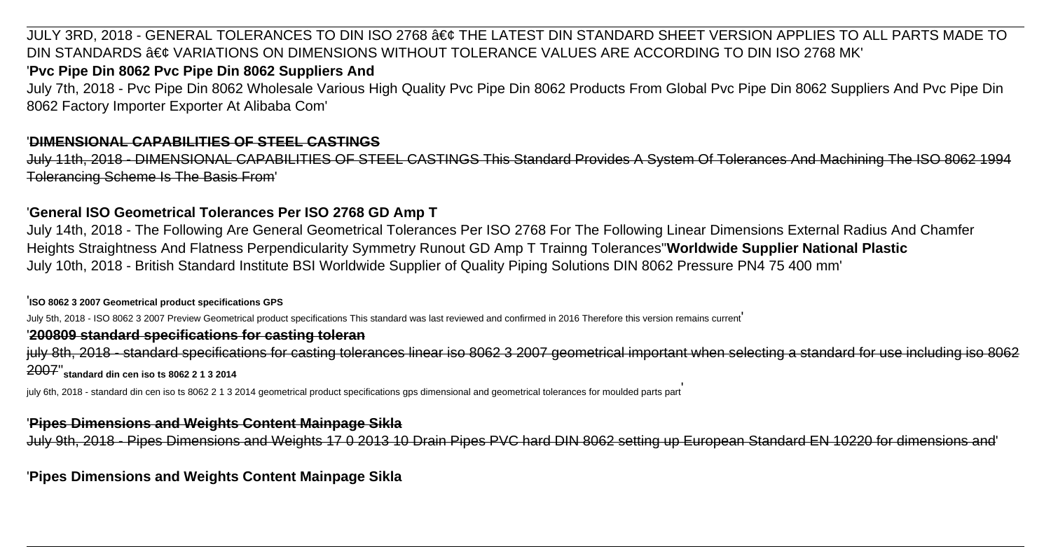JULY 3RD, 2018 - GENERAL TOLERANCES TO DIN ISO 2768 â€¢ THE LATEST DIN STANDARD SHEET VERSION APPLIES TO ALL PARTS MADE TO DIN STANDARDS â€¢ VARIATIONS ON DIMENSIONS WITHOUT TOLERANCE VALUES ARE ACCORDING TO DIN ISO 2768 MK'

'**Pvc Pipe Din 8062 Pvc Pipe Din 8062 Suppliers And**

July 7th, 2018 - Pvc Pipe Din 8062 Wholesale Various High Quality Pvc Pipe Din 8062 Products From Global Pvc Pipe Din 8062 Suppliers And Pvc Pipe Din 8062 Factory Importer Exporter At Alibaba Com'

'**DIMENSIONAL CAPABILITIES OF STEEL CASTINGS**

July 11th, 2018 - DIMENSIONAL CAPABILITIES OF STEEL CASTINGS This Standard Provides A System Of Tolerances And Machining The ISO 8062 1994 Tolerancing Scheme Is The Basis From'

'**General ISO Geometrical Tolerances Per ISO 2768 GD Amp T**

July 14th, 2018 - The Following Are General Geometrical Tolerances Per ISO 2768 For The Following Linear Dimensions External Radius And Chamfer Heights Straightness And Flatness Perpendicularity Symmetry Runout GD Amp T Trainng Tolerances''**Worldwide Supplier National Plastic**

July 10th, 2018 - British Standard Institute BSI Worldwide Supplier of Quality Piping Solutions DIN 8062 Pressure PN4 75 400 mm'

'**ISO 8062 3 2007 Geometrical product specifications GPS**

July 5th, 2018 - ISO 8062 3 2007 Preview Geometrical product specifications This standard was last reviewed and confirmed in 2016 Therefore this version remains current'

'**200809 standard specifications for casting toleran**

july 8th, 2018 - standard specifications for casting tolerances linear iso 8062 3 2007 geometrical important when selecting a standard for use including iso 8062 2007''**standard din cen iso ts 8062 2 1 3 2014**

july 6th, 2018 - standard din cen iso ts 8062 2 1 3 2014 geometrical product specifications gps dimensional and geometrical tolerances for moulded parts part'

'**Pipes Dimensions and Weights Content Mainpage Sikla**

July 9th, 2018 - Pipes Dimensions and Weights 17 0 2013 10 Drain Pipes PVC hard DIN 8062 setting up European Standard EN 10220 for dimensions and'

'**Pipes Dimensions and Weights Content Mainpage Sikla**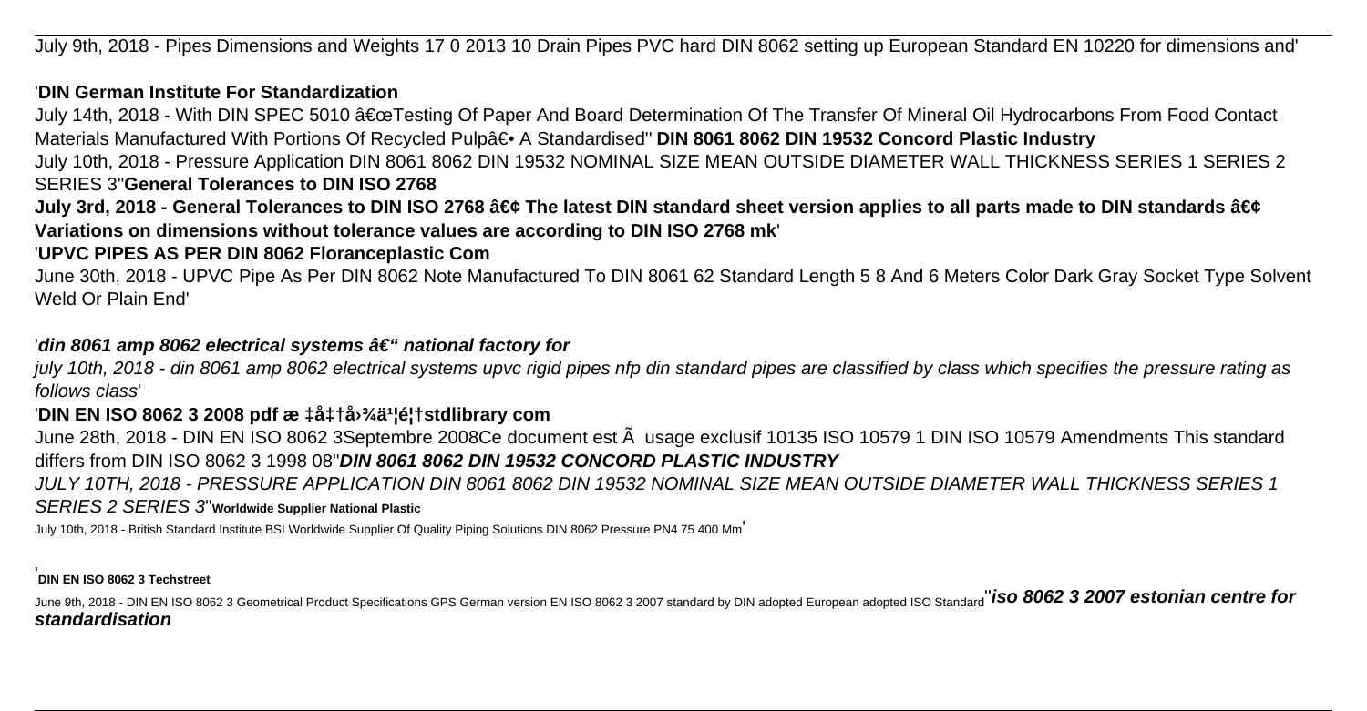July 9th, 2018 - Pipes Dimensions and Weights 17 0 2013 10 Drain Pipes PVC hard DIN 8062 setting up European Standard EN 10220 for dimensions and'

'**DIN German Institute For Standardization**

July 14th, 2018 - With DIN SPEC 5010 â€œTesting Of Paper And Board Determination Of The Transfer Of Mineral Oil Hydrocarbons From Food Contact Materials Manufactured With Portions Of Recycled Pulpâ€• A Standardised'' **DIN 8061 8062 DIN 19532 Concord Plastic Industry**

July 10th, 2018 - Pressure Application DIN 8061 8062 DIN 19532 NOMINAL SIZE MEAN OUTSIDE DIAMETER WALL THICKNESS SERIES 1 SERIES 2 SERIES 3''**General Tolerances to DIN ISO 2768**

**July 3rd, 2018 - General Tolerances to DIN ISO 2768 â€¢ The latest DIN standard sheet version applies to all parts made to DIN standards â€¢ Variations on dimensions without tolerance values are according to DIN ISO 2768 mk**'

'**UPVC PIPES AS PER DIN 8062 Floranceplastic Com**

June 30th, 2018 - UPVC Pipe As Per DIN 8062 Note Manufactured To DIN 8061 62 Standard Length 5 8 And 6 Meters Color Dark Gray Socket Type Solvent Weld Or Plain End'

'***din 8061 amp 8062 electrical systems â€" national factory for***

*july 10th, 2018 - din 8061 amp 8062 electrical systems upvc rigid pipes nfp din standard pipes are classified by class which specifies the pressure rating as follows class*'

'**DIN EN ISO 8062 3 2008 pdf æ ‡å‡†å›¾ä¹¦é¦†stdlibrary com**

June 28th, 2018 - DIN EN ISO 8062 3Septembre 2008Ce document est Ã usage exclusif 10135 ISO 10579 1 DIN ISO 10579 Amendments This standard differs from DIN ISO 8062 3 1998 08''***DIN 8061 8062 DIN 19532 CONCORD PLASTIC INDUSTRY***

*JULY 10TH, 2018 - PRESSURE APPLICATION DIN 8061 8062 DIN 19532 NOMINAL SIZE MEAN OUTSIDE DIAMETER WALL THICKNESS SERIES 1 SERIES 2 SERIES 3*''**Worldwide Supplier National Plastic**

July 10th, 2018 - British Standard Institute BSI Worldwide Supplier Of Quality Piping Solutions DIN 8062 Pressure PN4 75 400 Mm'

'**DIN EN ISO 8062 3 Techstreet**

June 9th, 2018 - DIN EN ISO 8062 3 Geometrical Product Specifications GPS German version EN ISO 8062 3 2007 standard by DIN adopted European adopted ISO Standard''***iso 8062 3 2007 estonian centre for standardisation***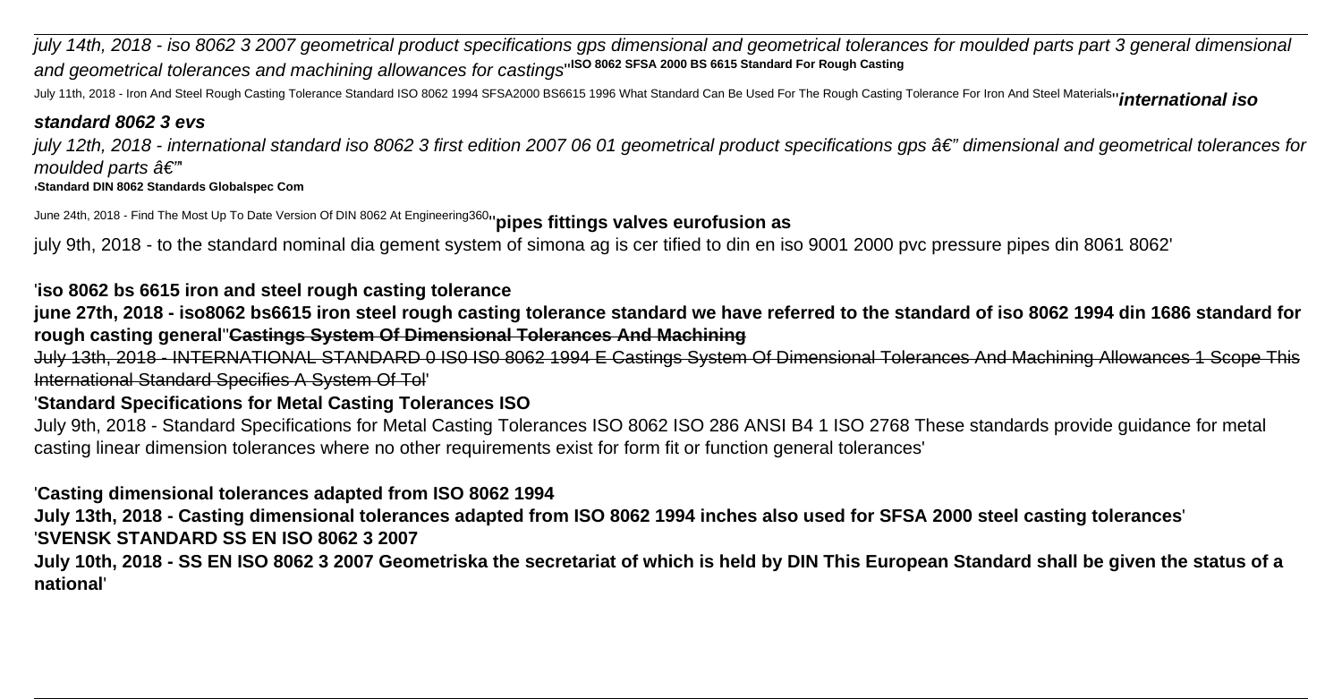*july 14th, 2018 - iso 8062 3 2007 geometrical product specifications gps dimensional and geometrical tolerances for moulded parts part 3 general dimensional and geometrical tolerances and machining allowances for castings*''**ISO 8062 SFSA 2000 BS 6615 Standard For Rough Casting**

July 11th, 2018 - Iron And Steel Rough Casting Tolerance Standard ISO 8062 1994 SFSA2000 BS6615 1996 What Standard Can Be Used For The Rough Casting Tolerance For Iron And Steel Materials''***international iso standard 8062 3 evs***

*july 12th, 2018 - international standard iso 8062 3 first edition 2007 06 01 geometrical product specifications gps â€" dimensional and geometrical tolerances for moulded parts â€"*'

'**Standard DIN 8062 Standards Globalspec Com**

June 24th, 2018 - Find The Most Up To Date Version Of DIN 8062 At Engineering360''**pipes fittings valves eurofusion as**

july 9th, 2018 - to the standard nominal dia gement system of simona ag is cer tified to din en iso 9001 2000 pvc pressure pipes din 8061 8062'

'**iso 8062 bs 6615 iron and steel rough casting tolerance**

**june 27th, 2018 - iso8062 bs6615 iron steel rough casting tolerance standard we have referred to the standard of iso 8062 1994 din 1686 standard for rough casting general**''**Castings System Of Dimensional Tolerances And Machining**

July 13th, 2018 - INTERNATIONAL STANDARD 0 IS0 IS0 8062 1994 E Castings System Of Dimensional Tolerances And Machining Allowances 1 Scope This International Standard Specifies A System Of Tol'

'**Standard Specifications for Metal Casting Tolerances ISO**

July 9th, 2018 - Standard Specifications for Metal Casting Tolerances ISO 8062 ISO 286 ANSI B4 1 ISO 2768 These standards provide guidance for metal casting linear dimension tolerances where no other requirements exist for form fit or function general tolerances'

'**Casting dimensional tolerances adapted from ISO 8062 1994**

**July 13th, 2018 - Casting dimensional tolerances adapted from ISO 8062 1994 inches also used for SFSA 2000 steel casting tolerances**'
'**SVENSK STANDARD SS EN ISO 8062 3 2007**

**July 10th, 2018 - SS EN ISO 8062 3 2007 Geometriska the secretariat of which is held by DIN This European Standard shall be given the status of a national**'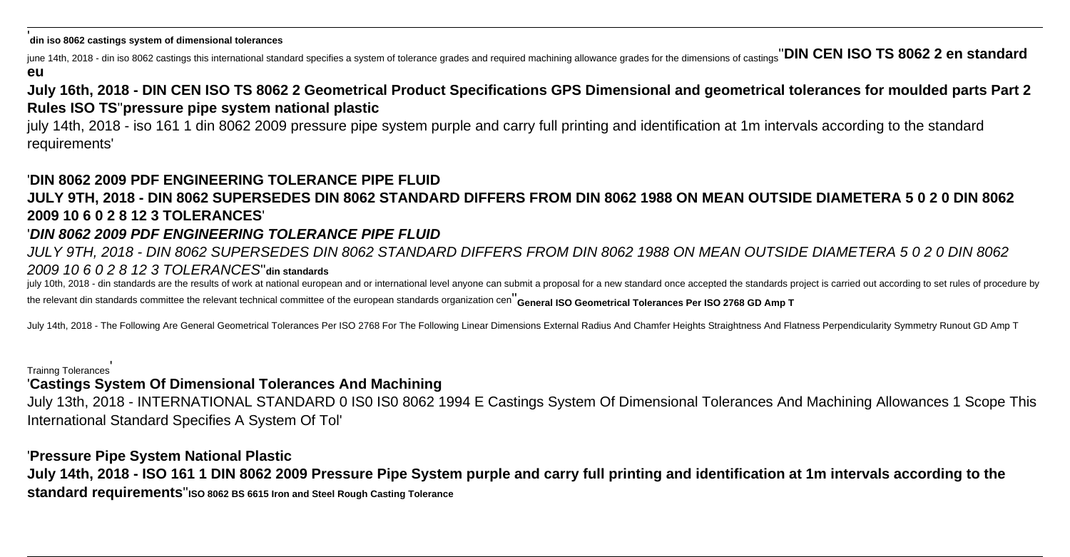'**din iso 8062 castings system of dimensional tolerances**

june 14th, 2018 - din iso 8062 castings this international standard specifies a system of tolerance grades and required machining allowance grades for the dimensions of castings''**DIN CEN ISO TS 8062 2 en standard eu**

**July 16th, 2018 - DIN CEN ISO TS 8062 2 Geometrical Product Specifications GPS Dimensional and geometrical tolerances for moulded parts Part 2 Rules ISO TS**''**pressure pipe system national plastic**

july 14th, 2018 - iso 161 1 din 8062 2009 pressure pipe system purple and carry full printing and identification at 1m intervals according to the standard requirements'

'**DIN 8062 2009 PDF ENGINEERING TOLERANCE PIPE FLUID**

**JULY 9TH, 2018 - DIN 8062 SUPERSEDES DIN 8062 STANDARD DIFFERS FROM DIN 8062 1988 ON MEAN OUTSIDE DIAMETERA 5 0 2 0 DIN 8062 2009 10 6 0 2 8 12 3 TOLERANCES**'

'***DIN 8062 2009 PDF ENGINEERING TOLERANCE PIPE FLUID***

*JULY 9TH, 2018 - DIN 8062 SUPERSEDES DIN 8062 STANDARD DIFFERS FROM DIN 8062 1988 ON MEAN OUTSIDE DIAMETERA 5 0 2 0 DIN 8062 2009 10 6 0 2 8 12 3 TOLERANCES*''**din standards**

july 10th, 2018 - din standards are the results of work at national european and or international level anyone can submit a proposal for a new standard once accepted the standards project is carried out according to set rules of procedure by the relevant din standards committee the relevant technical committee of the european standards organization cen''**General ISO Geometrical Tolerances Per ISO 2768 GD Amp T**

July 14th, 2018 - The Following Are General Geometrical Tolerances Per ISO 2768 For The Following Linear Dimensions External Radius And Chamfer Heights Straightness And Flatness Perpendicularity Symmetry Runout GD Amp T Trainng Tolerances'

'**Castings System Of Dimensional Tolerances And Machining**

July 13th, 2018 - INTERNATIONAL STANDARD 0 IS0 IS0 8062 1994 E Castings System Of Dimensional Tolerances And Machining Allowances 1 Scope This International Standard Specifies A System Of Tol'

'**Pressure Pipe System National Plastic**

**July 14th, 2018 - ISO 161 1 DIN 8062 2009 Pressure Pipe System purple and carry full printing and identification at 1m intervals according to the standard requirements**''**ISO 8062 BS 6615 Iron and Steel Rough Casting Tolerance**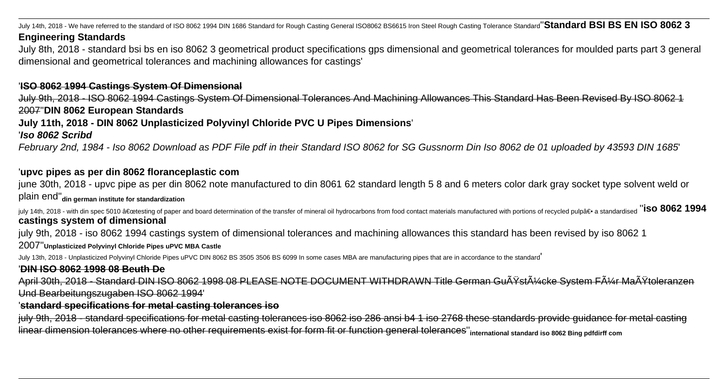July 14th, 2018 - We have referred to the standard of ISO 8062 1994 DIN 1686 Standard for Rough Casting General ISO8062 BS6615 Iron Steel Rough Casting Tolerance Standard''**Standard BSI BS EN ISO 8062 3 Engineering Standards**

July 8th, 2018 - standard bsi bs en iso 8062 3 geometrical product specifications gps dimensional and geometrical tolerances for moulded parts part 3 general dimensional and geometrical tolerances and machining allowances for castings'

'**ISO 8062 1994 Castings System Of Dimensional**

July 9th, 2018 - ISO 8062 1994 Castings System Of Dimensional Tolerances And Machining Allowances This Standard Has Been Revised By ISO 8062 1 2007''**DIN 8062 European Standards**

**July 11th, 2018 - DIN 8062 Unplasticized Polyvinyl Chloride PVC U Pipes Dimensions**'

'***Iso 8062 Scribd***

*February 2nd, 1984 - Iso 8062 Download as PDF File pdf in their Standard ISO 8062 for SG Gussnorm Din Iso 8062 de 01 uploaded by 43593 DIN 1685*'

'**upvc pipes as per din 8062 floranceplastic com**

june 30th, 2018 - upvc pipe as per din 8062 note manufactured to din 8061 62 standard length 5 8 and 6 meters color dark gray socket type solvent weld or plain end''**din german institute for standardization**

july 14th, 2018 - with din spec 5010 â€œtesting of paper and board determination of the transfer of mineral oil hydrocarbons from food contact materials manufactured with portions of recycled pulpâ€• a standardised ''**iso 8062 1994 castings system of dimensional**

july 9th, 2018 - iso 8062 1994 castings system of dimensional tolerances and machining allowances this standard has been revised by iso 8062 1 2007''**Unplasticized Polyvinyl Chloride Pipes uPVC MBA Castle**

July 13th, 2018 - Unplasticized Polyvinyl Chloride Pipes uPVC DIN 8062 BS 3505 3506 BS 6099 In some cases MBA are manufacturing pipes that are in accordance to the standard'

'**DIN ISO 8062 1998 08 Beuth De**

April 30th, 2018 - Standard DIN ISO 8062 1998 08 PLEASE NOTE DOCUMENT WITHDRAWN Title German GuÃŸstÃ¼cke System FÃ¼r MaÃŸtoleranzen Und Bearbeitungszugaben ISO 8062 1994'

'**standard specifications for metal casting tolerances iso**

july 9th, 2018 - standard specifications for metal casting tolerances iso 8062 iso 286 ansi b4 1 iso 2768 these standards provide guidance for metal casting linear dimension tolerances where no other requirements exist for form fit or function general tolerances''**international standard iso 8062 Bing pdfdirff com**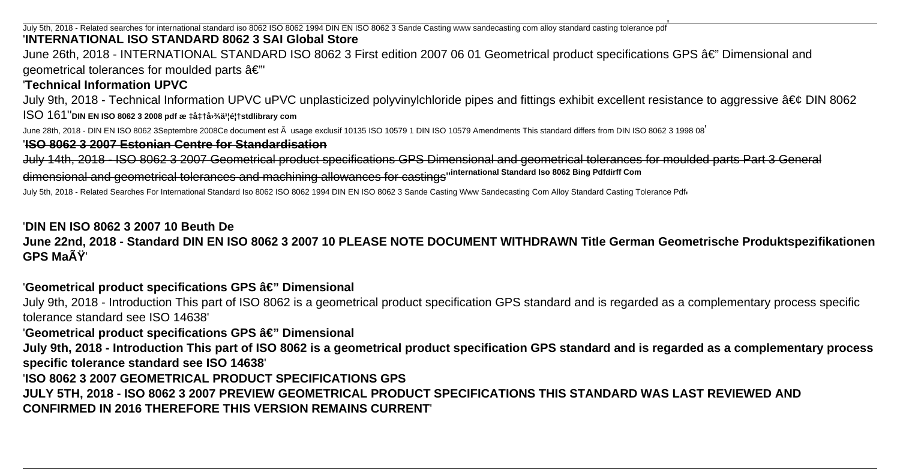July 5th, 2018 - Related searches for international standard iso 8062 ISO 8062 1994 DIN EN ISO 8062 3 Sande Casting www sandecasting com alloy standard casting tolerance pdf'

'**INTERNATIONAL ISO STANDARD 8062 3 SAI Global Store**

June 26th, 2018 - INTERNATIONAL STANDARD ISO 8062 3 First edition 2007 06 01 Geometrical product specifications GPS â€" Dimensional and geometrical tolerances for moulded parts â€"'

'**Technical Information UPVC**

July 9th, 2018 - Technical Information UPVC uPVC unplasticized polyvinylchloride pipes and fittings exhibit excellent resistance to aggressive â€¢ DIN 8062 ISO 161''**DIN EN ISO 8062 3 2008 pdf æ ‡å‡†å›¾ä¹¦é¦†stdlibrary com**

June 28th, 2018 - DIN EN ISO 8062 3Septembre 2008Ce document est Ã usage exclusif 10135 ISO 10579 1 DIN ISO 10579 Amendments This standard differs from DIN ISO 8062 3 1998 08'

'**ISO 8062 3 2007 Estonian Centre for Standardisation**

July 14th, 2018 - ISO 8062 3 2007 Geometrical product specifications GPS Dimensional and geometrical tolerances for moulded parts Part 3 General dimensional and geometrical tolerances and machining allowances for castings''**international Standard Iso 8062 Bing Pdfdirff Com**

July 5th, 2018 - Related Searches For International Standard Iso 8062 ISO 8062 1994 DIN EN ISO 8062 3 Sande Casting Www Sandecasting Com Alloy Standard Casting Tolerance Pdf'

'**DIN EN ISO 8062 3 2007 10 Beuth De**

**June 22nd, 2018 - Standard DIN EN ISO 8062 3 2007 10 PLEASE NOTE DOCUMENT WITHDRAWN Title German Geometrische Produktspezifikationen GPS MaÃŸ**'

'**Geometrical product specifications GPS â€" Dimensional**

July 9th, 2018 - Introduction This part of ISO 8062 is a geometrical product specification GPS standard and is regarded as a complementary process specific tolerance standard see ISO 14638'

'**Geometrical product specifications GPS â€" Dimensional**

**July 9th, 2018 - Introduction This part of ISO 8062 is a geometrical product specification GPS standard and is regarded as a complementary process specific tolerance standard see ISO 14638**'

'**ISO 8062 3 2007 GEOMETRICAL PRODUCT SPECIFICATIONS GPS**

**JULY 5TH, 2018 - ISO 8062 3 2007 PREVIEW GEOMETRICAL PRODUCT SPECIFICATIONS THIS STANDARD WAS LAST REVIEWED AND CONFIRMED IN 2016 THEREFORE THIS VERSION REMAINS CURRENT**'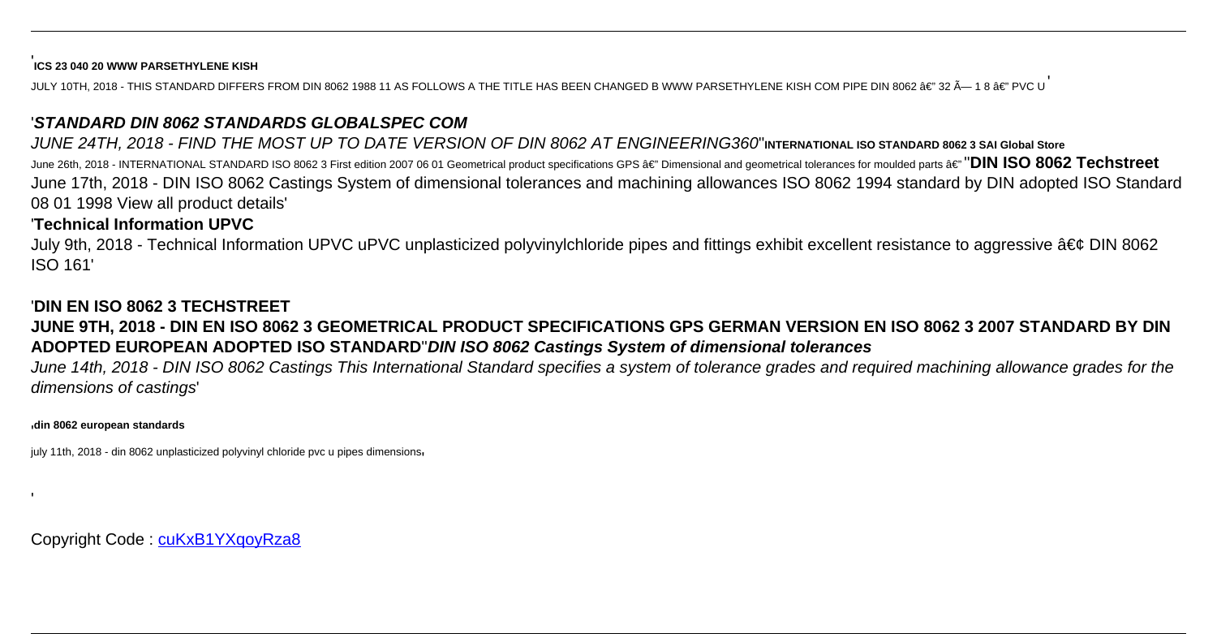'**ICS 23 040 20 WWW PARSETHYLENE KISH**

JULY 10TH, 2018 - THIS STANDARD DIFFERS FROM DIN 8062 1988 11 AS FOLLOWS A THE TITLE HAS BEEN CHANGED B WWW PARSETHYLENE KISH COM PIPE DIN 8062 â€" 32 Ã— 1 8 â€" PVC U'

'***STANDARD DIN 8062 STANDARDS GLOBALSPEC COM***

*JUNE 24TH, 2018 - FIND THE MOST UP TO DATE VERSION OF DIN 8062 AT ENGINEERING360*''**INTERNATIONAL ISO STANDARD 8062 3 SAI Global Store**

June 26th, 2018 - INTERNATIONAL STANDARD ISO 8062 3 First edition 2007 06 01 Geometrical product specifications GPS â€" Dimensional and geometrical tolerances for moulded parts â€" ''**DIN ISO 8062 Techstreet**

June 17th, 2018 - DIN ISO 8062 Castings System of dimensional tolerances and machining allowances ISO 8062 1994 standard by DIN adopted ISO Standard 08 01 1998 View all product details'

'**Technical Information UPVC**

July 9th, 2018 - Technical Information UPVC uPVC unplasticized polyvinylchloride pipes and fittings exhibit excellent resistance to aggressive â€¢ DIN 8062 ISO 161'

'**DIN EN ISO 8062 3 TECHSTREET**

**JUNE 9TH, 2018 - DIN EN ISO 8062 3 GEOMETRICAL PRODUCT SPECIFICATIONS GPS GERMAN VERSION EN ISO 8062 3 2007 STANDARD BY DIN ADOPTED EUROPEAN ADOPTED ISO STANDARD**''***DIN ISO 8062 Castings System of dimensional tolerances***

*June 14th, 2018 - DIN ISO 8062 Castings This International Standard specifies a system of tolerance grades and required machining allowance grades for the dimensions of castings*'

'**din 8062 european standards**

july 11th, 2018 - din 8062 unplasticized polyvinyl chloride pvc u pipes dimensions'

'

Copyright Code : cuKxB1YXqoyRza8